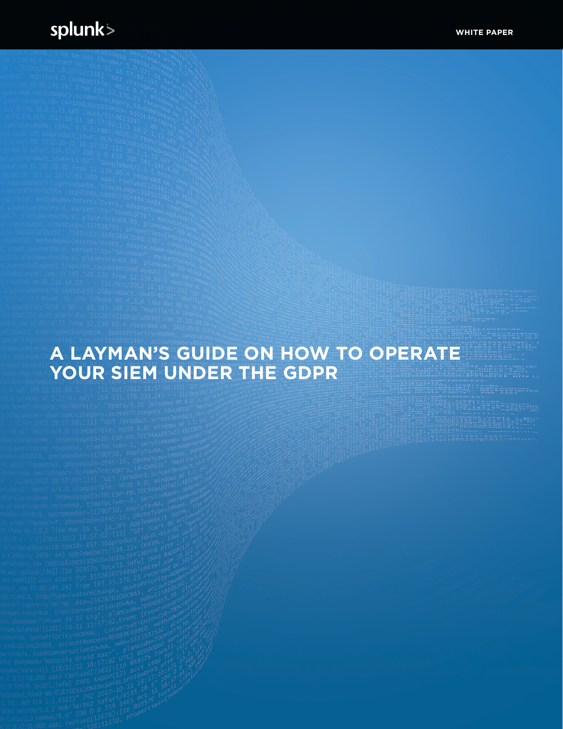splunk>

WHITE PAPER

# A LAYMAN'S GUIDE ON HOW TO OPERATE YOUR SIEM UNDER THE GDPR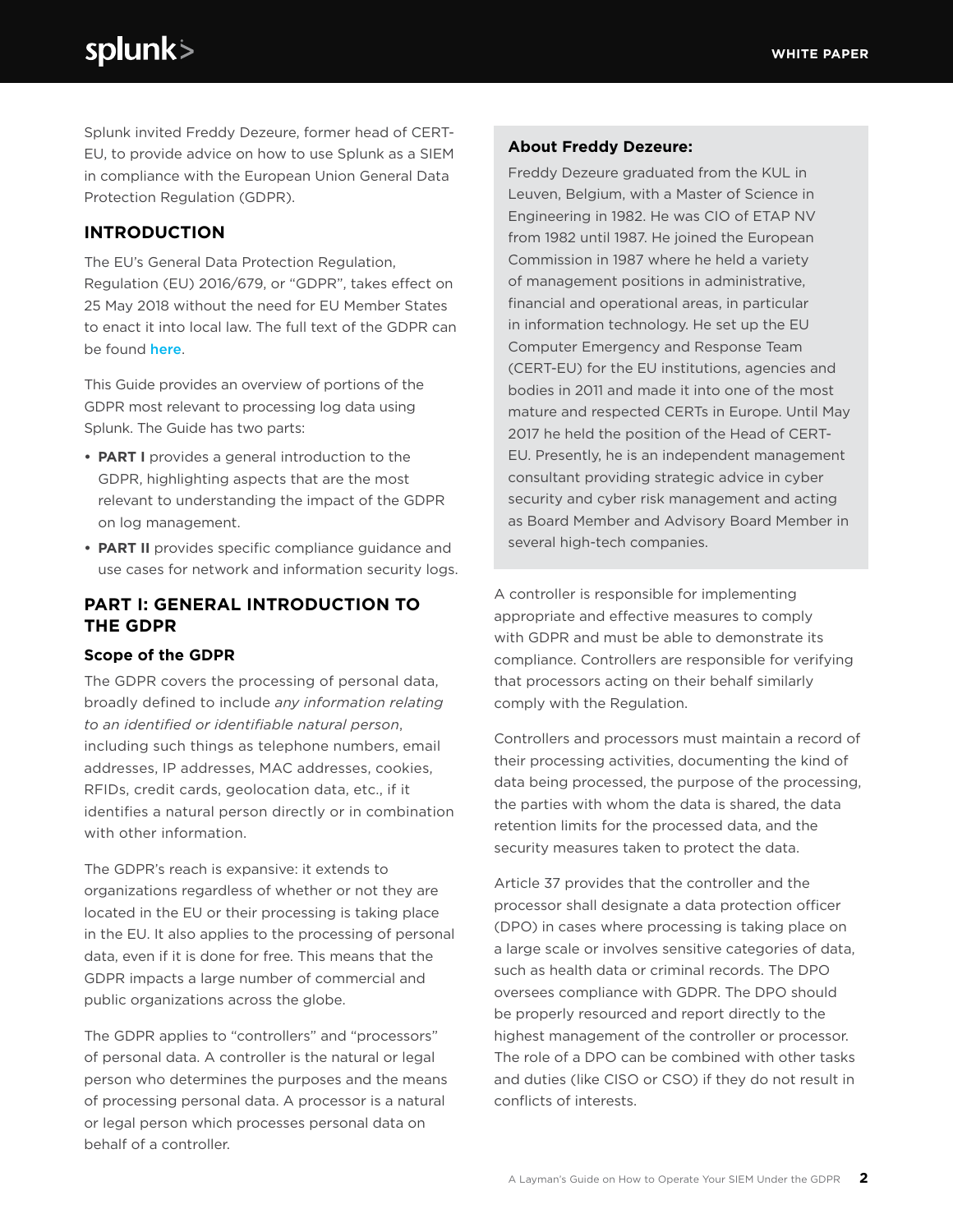Splunk invited Freddy Dezeure, former head of CERT-EU, to provide advice on how to use Splunk as a SIEM in compliance with the European Union General Data Protection Regulation (GDPR).

## INTRODUCTION

The EU's General Data Protection Regulation, Regulation (EU) 2016/679, or "GDPR", takes effect on 25 May 2018 without the need for EU Member States to enact it into local law. The full text of the GDPR can be found here.

This Guide provides an overview of portions of the GDPR most relevant to processing log data using Splunk. The Guide has two parts:

- **PART I** provides a general introduction to the GDPR, highlighting aspects that are the most relevant to understanding the impact of the GDPR on log management.
- **PART II** provides specific compliance guidance and use cases for network and information security logs.

## PART I: GENERAL INTRODUCTION TO THE GDPR

### Scope of the GDPR

The GDPR covers the processing of personal data, broadly defined to include *any information relating to an identified or identifiable natural person*, including such things as telephone numbers, email addresses, IP addresses, MAC addresses, cookies, RFIDs, credit cards, geolocation data, etc., if it identifies a natural person directly or in combination with other information.

The GDPR's reach is expansive: it extends to organizations regardless of whether or not they are located in the EU or their processing is taking place in the EU. It also applies to the processing of personal data, even if it is done for free. This means that the GDPR impacts a large number of commercial and public organizations across the globe.

The GDPR applies to "controllers" and "processors" of personal data. A controller is the natural or legal person who determines the purposes and the means of processing personal data. A processor is a natural or legal person which processes personal data on behalf of a controller.

**About Freddy Dezeure:**

Freddy Dezeure graduated from the KUL in Leuven, Belgium, with a Master of Science in Engineering in 1982. He was CIO of ETAP NV from 1982 until 1987. He joined the European Commission in 1987 where he held a variety of management positions in administrative, financial and operational areas, in particular in information technology. He set up the EU Computer Emergency and Response Team (CERT-EU) for the EU institutions, agencies and bodies in 2011 and made it into one of the most mature and respected CERTs in Europe. Until May 2017 he held the position of the Head of CERT-EU. Presently, he is an independent management consultant providing strategic advice in cyber security and cyber risk management and acting as Board Member and Advisory Board Member in several high-tech companies.

A controller is responsible for implementing appropriate and effective measures to comply with GDPR and must be able to demonstrate its compliance. Controllers are responsible for verifying that processors acting on their behalf similarly comply with the Regulation.

Controllers and processors must maintain a record of their processing activities, documenting the kind of data being processed, the purpose of the processing, the parties with whom the data is shared, the data retention limits for the processed data, and the security measures taken to protect the data.

Article 37 provides that the controller and the processor shall designate a data protection officer (DPO) in cases where processing is taking place on a large scale or involves sensitive categories of data, such as health data or criminal records. The DPO oversees compliance with GDPR. The DPO should be properly resourced and report directly to the highest management of the controller or processor. The role of a DPO can be combined with other tasks and duties (like CISO or CSO) if they do not result in conflicts of interests.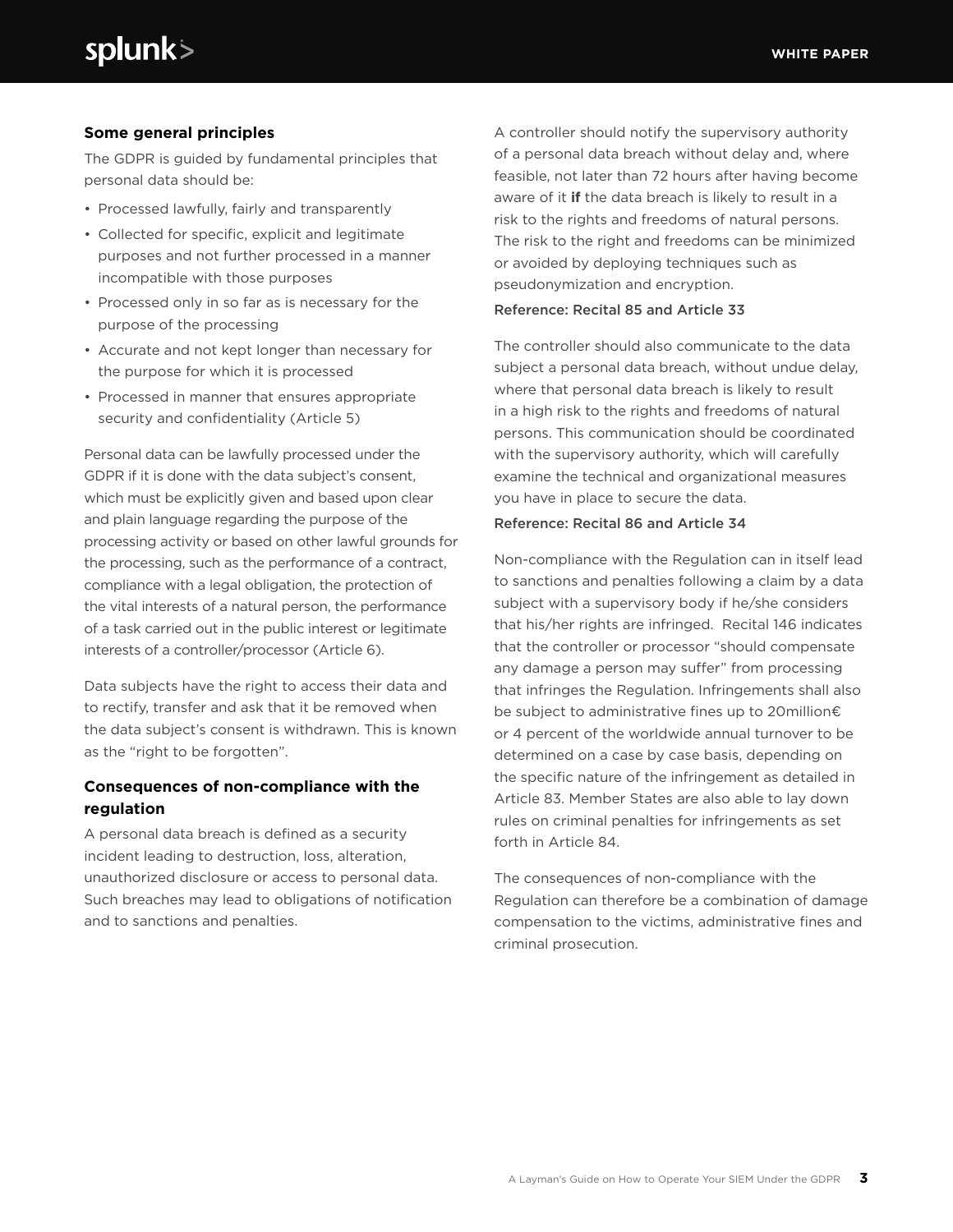### Some general principles

The GDPR is guided by fundamental principles that personal data should be:

- Processed lawfully, fairly and transparently
- Collected for specific, explicit and legitimate purposes and not further processed in a manner incompatible with those purposes
- Processed only in so far as is necessary for the purpose of the processing
- Accurate and not kept longer than necessary for the purpose for which it is processed
- Processed in manner that ensures appropriate security and confidentiality (Article 5)

Personal data can be lawfully processed under the GDPR if it is done with the data subject's consent, which must be explicitly given and based upon clear and plain language regarding the purpose of the processing activity or based on other lawful grounds for the processing, such as the performance of a contract, compliance with a legal obligation, the protection of the vital interests of a natural person, the performance of a task carried out in the public interest or legitimate interests of a controller/processor (Article 6).

Data subjects have the right to access their data and to rectify, transfer and ask that it be removed when the data subject's consent is withdrawn. This is known as the "right to be forgotten".

### Consequences of non-compliance with the regulation

A personal data breach is defined as a security incident leading to destruction, loss, alteration, unauthorized disclosure or access to personal data. Such breaches may lead to obligations of notification and to sanctions and penalties.

A controller should notify the supervisory authority of a personal data breach without delay and, where feasible, not later than 72 hours after having become aware of it **if** the data breach is likely to result in a risk to the rights and freedoms of natural persons. The risk to the right and freedoms can be minimized or avoided by deploying techniques such as pseudonymization and encryption.

Reference: Recital 85 and Article 33

The controller should also communicate to the data subject a personal data breach, without undue delay, where that personal data breach is likely to result in a high risk to the rights and freedoms of natural persons. This communication should be coordinated with the supervisory authority, which will carefully examine the technical and organizational measures you have in place to secure the data.

Reference: Recital 86 and Article 34

Non-compliance with the Regulation can in itself lead to sanctions and penalties following a claim by a data subject with a supervisory body if he/she considers that his/her rights are infringed. Recital 146 indicates that the controller or processor "should compensate any damage a person may suffer" from processing that infringes the Regulation. Infringements shall also be subject to administrative fines up to 20million€ or 4 percent of the worldwide annual turnover to be determined on a case by case basis, depending on the specific nature of the infringement as detailed in Article 83. Member States are also able to lay down rules on criminal penalties for infringements as set forth in Article 84.

The consequences of non-compliance with the Regulation can therefore be a combination of damage compensation to the victims, administrative fines and criminal prosecution.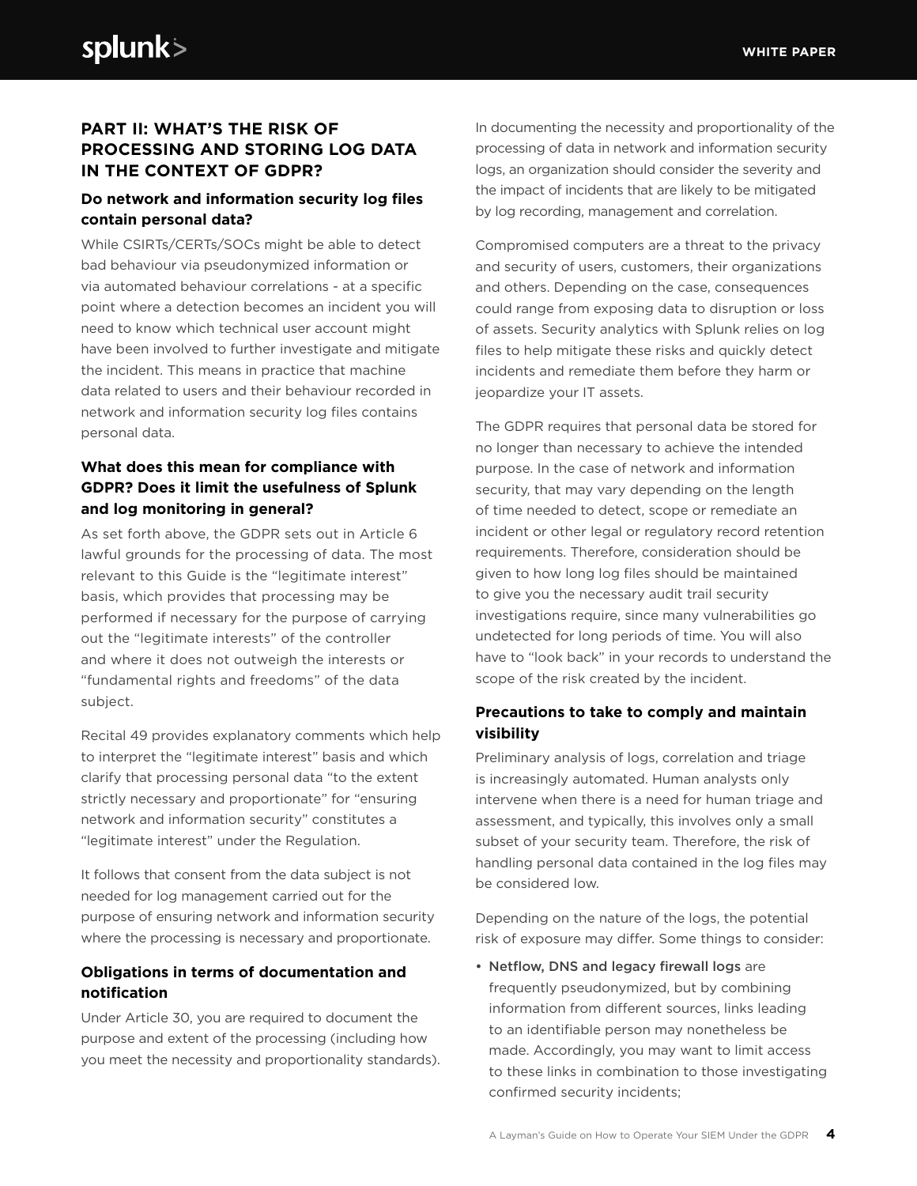## PART II: WHAT'S THE RISK OF PROCESSING AND STORING LOG DATA IN THE CONTEXT OF GDPR?

### Do network and information security log files contain personal data?

While CSIRTs/CERTs/SOCs might be able to detect bad behaviour via pseudonymized information or via automated behaviour correlations - at a specific point where a detection becomes an incident you will need to know which technical user account might have been involved to further investigate and mitigate the incident. This means in practice that machine data related to users and their behaviour recorded in network and information security log files contains personal data.

### What does this mean for compliance with GDPR? Does it limit the usefulness of Splunk and log monitoring in general?

As set forth above, the GDPR sets out in Article 6 lawful grounds for the processing of data. The most relevant to this Guide is the "legitimate interest" basis, which provides that processing may be performed if necessary for the purpose of carrying out the "legitimate interests" of the controller and where it does not outweigh the interests or "fundamental rights and freedoms" of the data subject.

Recital 49 provides explanatory comments which help to interpret the "legitimate interest" basis and which clarify that processing personal data "to the extent strictly necessary and proportionate" for "ensuring network and information security" constitutes a "legitimate interest" under the Regulation.

It follows that consent from the data subject is not needed for log management carried out for the purpose of ensuring network and information security where the processing is necessary and proportionate.

### Obligations in terms of documentation and notification

Under Article 30, you are required to document the purpose and extent of the processing (including how you meet the necessity and proportionality standards).

In documenting the necessity and proportionality of the processing of data in network and information security logs, an organization should consider the severity and the impact of incidents that are likely to be mitigated by log recording, management and correlation.

Compromised computers are a threat to the privacy and security of users, customers, their organizations and others. Depending on the case, consequences could range from exposing data to disruption or loss of assets. Security analytics with Splunk relies on log files to help mitigate these risks and quickly detect incidents and remediate them before they harm or jeopardize your IT assets.

The GDPR requires that personal data be stored for no longer than necessary to achieve the intended purpose. In the case of network and information security, that may vary depending on the length of time needed to detect, scope or remediate an incident or other legal or regulatory record retention requirements. Therefore, consideration should be given to how long log files should be maintained to give you the necessary audit trail security investigations require, since many vulnerabilities go undetected for long periods of time. You will also have to "look back" in your records to understand the scope of the risk created by the incident.

### Precautions to take to comply and maintain visibility

Preliminary analysis of logs, correlation and triage is increasingly automated. Human analysts only intervene when there is a need for human triage and assessment, and typically, this involves only a small subset of your security team. Therefore, the risk of handling personal data contained in the log files may be considered low.

Depending on the nature of the logs, the potential risk of exposure may differ. Some things to consider:

- Netflow, DNS and legacy firewall logs are frequently pseudonymized, but by combining information from different sources, links leading to an identifiable person may nonetheless be made. Accordingly, you may want to limit access to these links in combination to those investigating confirmed security incidents;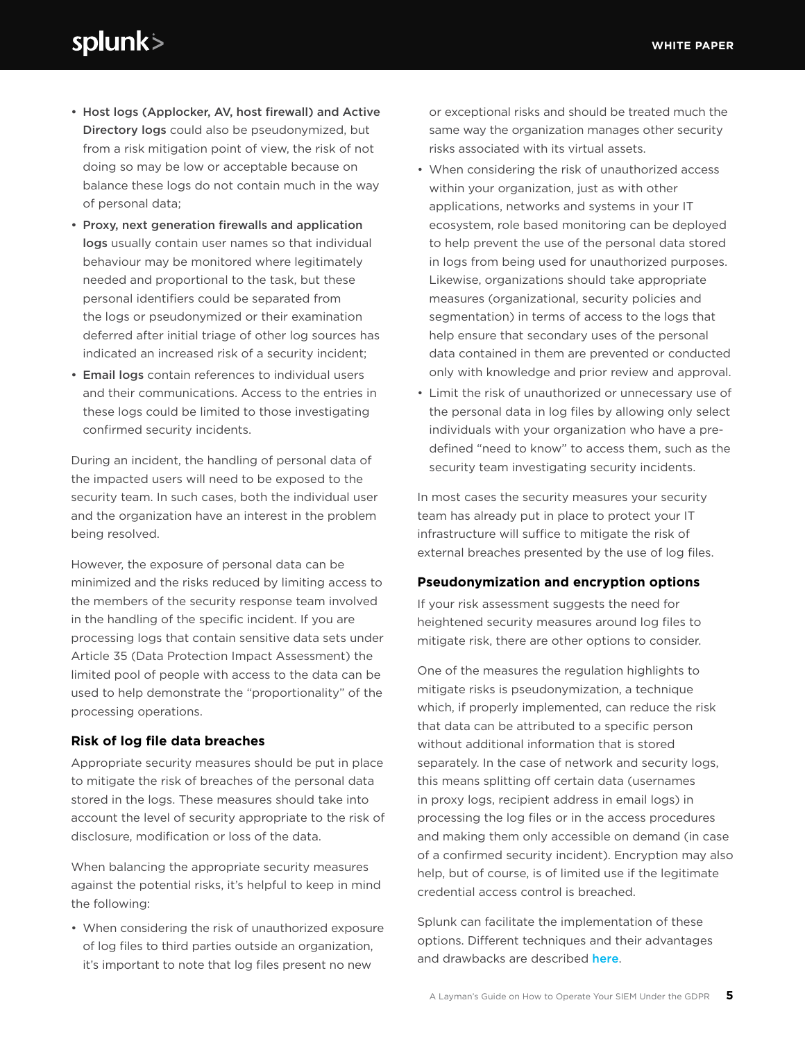- **Host logs (Applocker, AV, host firewall) and Active Directory logs** could also be pseudonymized, but from a risk mitigation point of view, the risk of not doing so may be low or acceptable because on balance these logs do not contain much in the way of personal data;
- **Proxy, next generation firewalls and application logs** usually contain user names so that individual behaviour may be monitored where legitimately needed and proportional to the task, but these personal identifiers could be separated from the logs or pseudonymized or their examination deferred after initial triage of other log sources has indicated an increased risk of a security incident;
- **Email logs** contain references to individual users and their communications. Access to the entries in these logs could be limited to those investigating confirmed security incidents.

During an incident, the handling of personal data of the impacted users will need to be exposed to the security team. In such cases, both the individual user and the organization have an interest in the problem being resolved.

However, the exposure of personal data can be minimized and the risks reduced by limiting access to the members of the security response team involved in the handling of the specific incident. If you are processing logs that contain sensitive data sets under Article 35 (Data Protection Impact Assessment) the limited pool of people with access to the data can be used to help demonstrate the "proportionality" of the processing operations.

### Risk of log file data breaches

Appropriate security measures should be put in place to mitigate the risk of breaches of the personal data stored in the logs. These measures should take into account the level of security appropriate to the risk of disclosure, modification or loss of the data.

When balancing the appropriate security measures against the potential risks, it's helpful to keep in mind the following:

- When considering the risk of unauthorized exposure of log files to third parties outside an organization, it's important to note that log files present no new or exceptional risks and should be treated much the same way the organization manages other security risks associated with its virtual assets.
- When considering the risk of unauthorized access within your organization, just as with other applications, networks and systems in your IT ecosystem, role based monitoring can be deployed to help prevent the use of the personal data stored in logs from being used for unauthorized purposes. Likewise, organizations should take appropriate measures (organizational, security policies and segmentation) in terms of access to the logs that help ensure that secondary uses of the personal data contained in them are prevented or conducted only with knowledge and prior review and approval.
- Limit the risk of unauthorized or unnecessary use of the personal data in log files by allowing only select individuals with your organization who have a pre-defined "need to know" to access them, such as the security team investigating security incidents.

In most cases the security measures your security team has already put in place to protect your IT infrastructure will suffice to mitigate the risk of external breaches presented by the use of log files.

### Pseudonymization and encryption options

If your risk assessment suggests the need for heightened security measures around log files to mitigate risk, there are other options to consider.

One of the measures the regulation highlights to mitigate risks is pseudonymization, a technique which, if properly implemented, can reduce the risk that data can be attributed to a specific person without additional information that is stored separately. In the case of network and security logs, this means splitting off certain data (usernames in proxy logs, recipient address in email logs) in processing the log files or in the access procedures and making them only accessible on demand (in case of a confirmed security incident). Encryption may also help, but of course, is of limited use if the legitimate credential access control is breached.

Splunk can facilitate the implementation of these options. Different techniques and their advantages and drawbacks are described **here**.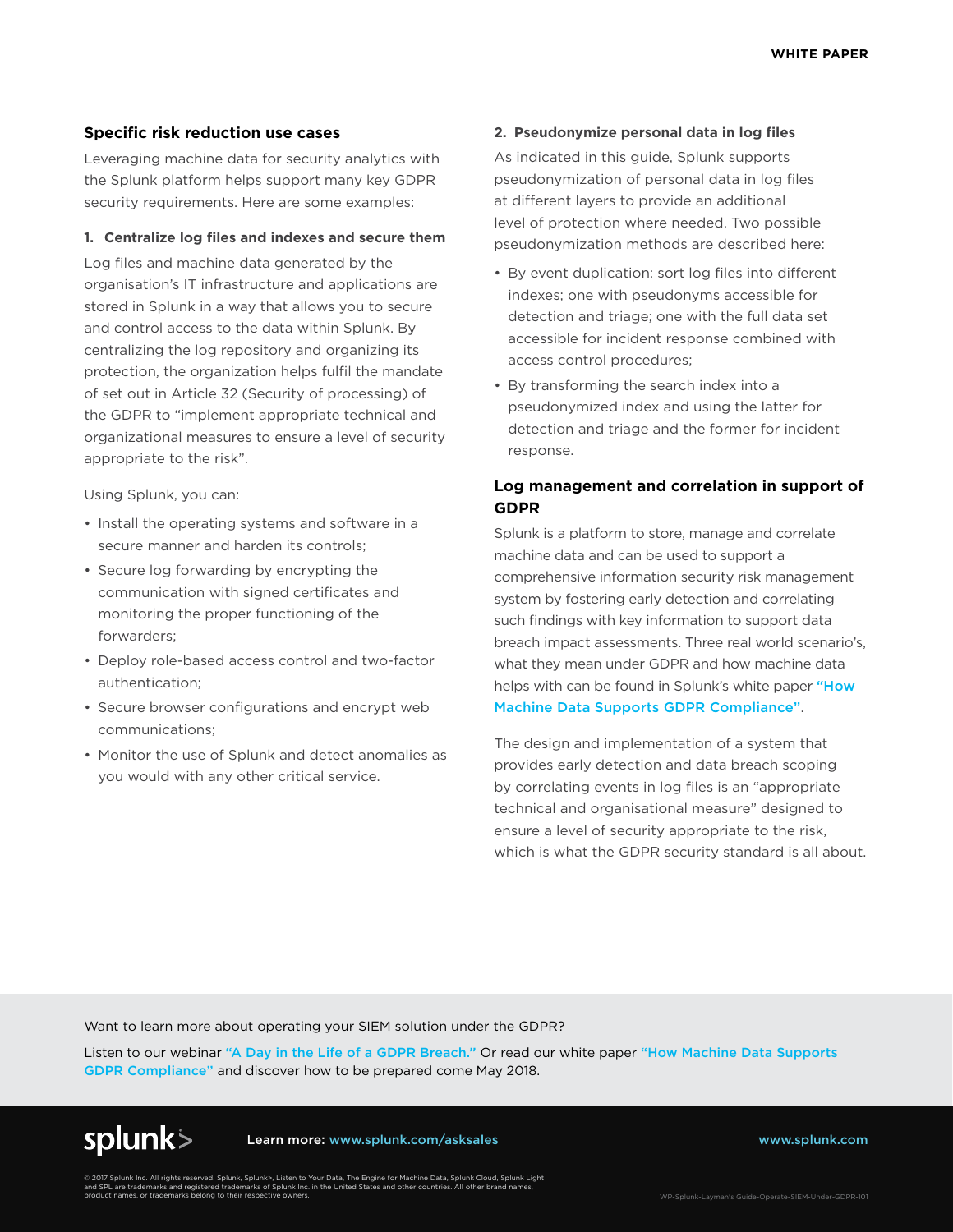## Specific risk reduction use cases

Leveraging machine data for security analytics with the Splunk platform helps support many key GDPR security requirements. Here are some examples:

### 1. Centralize log files and indexes and secure them

Log files and machine data generated by the organisation's IT infrastructure and applications are stored in Splunk in a way that allows you to secure and control access to the data within Splunk. By centralizing the log repository and organizing its protection, the organization helps fulfil the mandate of set out in Article 32 (Security of processing) of the GDPR to "implement appropriate technical and organizational measures to ensure a level of security appropriate to the risk".

Using Splunk, you can:

- Install the operating systems and software in a secure manner and harden its controls;
- Secure log forwarding by encrypting the communication with signed certificates and monitoring the proper functioning of the forwarders;
- Deploy role-based access control and two-factor authentication;
- Secure browser configurations and encrypt web communications;
- Monitor the use of Splunk and detect anomalies as you would with any other critical service.

### 2. Pseudonymize personal data in log files

As indicated in this guide, Splunk supports pseudonymization of personal data in log files at different layers to provide an additional level of protection where needed. Two possible pseudonymization methods are described here:

- By event duplication: sort log files into different indexes; one with pseudonyms accessible for detection and triage; one with the full data set accessible for incident response combined with access control procedures;
- By transforming the search index into a pseudonymized index and using the latter for detection and triage and the former for incident response.

## Log management and correlation in support of GDPR

Splunk is a platform to store, manage and correlate machine data and can be used to support a comprehensive information security risk management system by fostering early detection and correlating such findings with key information to support data breach impact assessments. Three real world scenario's, what they mean under GDPR and how machine data helps with can be found in Splunk's white paper **"How Machine Data Supports GDPR Compliance"**.

The design and implementation of a system that provides early detection and data breach scoping by correlating events in log files is an "appropriate technical and organisational measure" designed to ensure a level of security appropriate to the risk, which is what the GDPR security standard is all about.

Want to learn more about operating your SIEM solution under the GDPR?

Listen to our webinar **"A Day in the Life of a GDPR Breach."** Or read our white paper **"How Machine Data Supports GDPR Compliance"** and discover how to be prepared come May 2018.

Learn more: www.splunk.com/asksales

www.splunk.com

© 2017 Splunk Inc. All rights reserved. Splunk, Splunk>, Listen to Your Data, The Engine for Machine Data, Splunk Cloud, Splunk Light and SPL are trademarks and registered trademarks of Splunk Inc. in the United States and other countries. All other brand names, product names, or trademarks belong to their respective owners.

WP-Splunk-Layman's Guide-Operate-SIEM-Under-GDPR-101